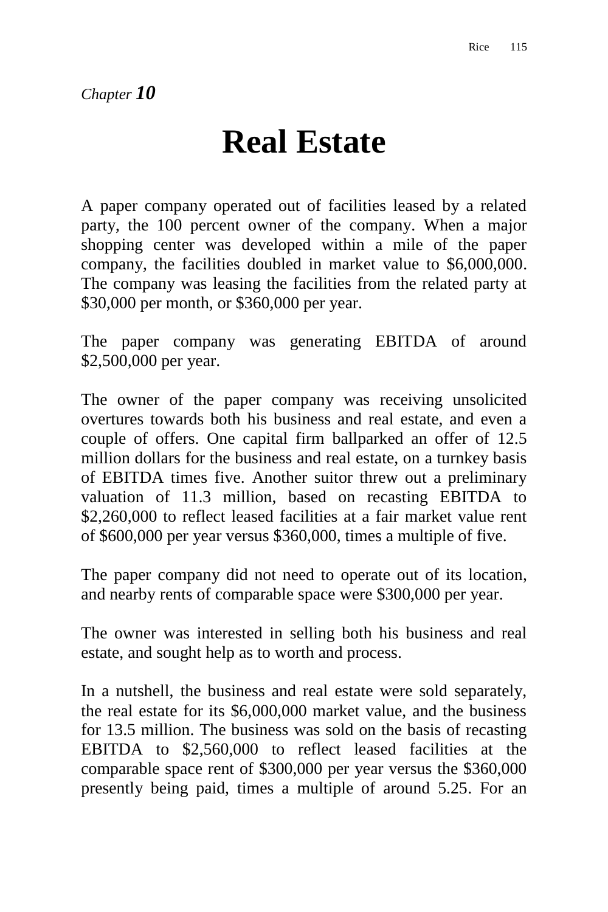*Chapter* ***10***

# Real Estate

A paper company operated out of facilities leased by a related party, the 100 percent owner of the company. When a major shopping center was developed within a mile of the paper company, the facilities doubled in market value to $6,000,000. The company was leasing the facilities from the related party at $30,000 per month, or $360,000 per year.

The paper company was generating EBITDA of around $2,500,000 per year.

The owner of the paper company was receiving unsolicited overtures towards both his business and real estate, and even a couple of offers. One capital firm ballparked an offer of 12.5 million dollars for the business and real estate, on a turnkey basis of EBITDA times five. Another suitor threw out a preliminary valuation of 11.3 million, based on recasting EBITDA to $2,260,000 to reflect leased facilities at a fair market value rent of $600,000 per year versus $360,000, times a multiple of five.

The paper company did not need to operate out of its location, and nearby rents of comparable space were $300,000 per year.

The owner was interested in selling both his business and real estate, and sought help as to worth and process.

In a nutshell, the business and real estate were sold separately, the real estate for its $6,000,000 market value, and the business for 13.5 million. The business was sold on the basis of recasting EBITDA to $2,560,000 to reflect leased facilities at the comparable space rent of $300,000 per year versus the $360,000 presently being paid, times a multiple of around 5.25. For an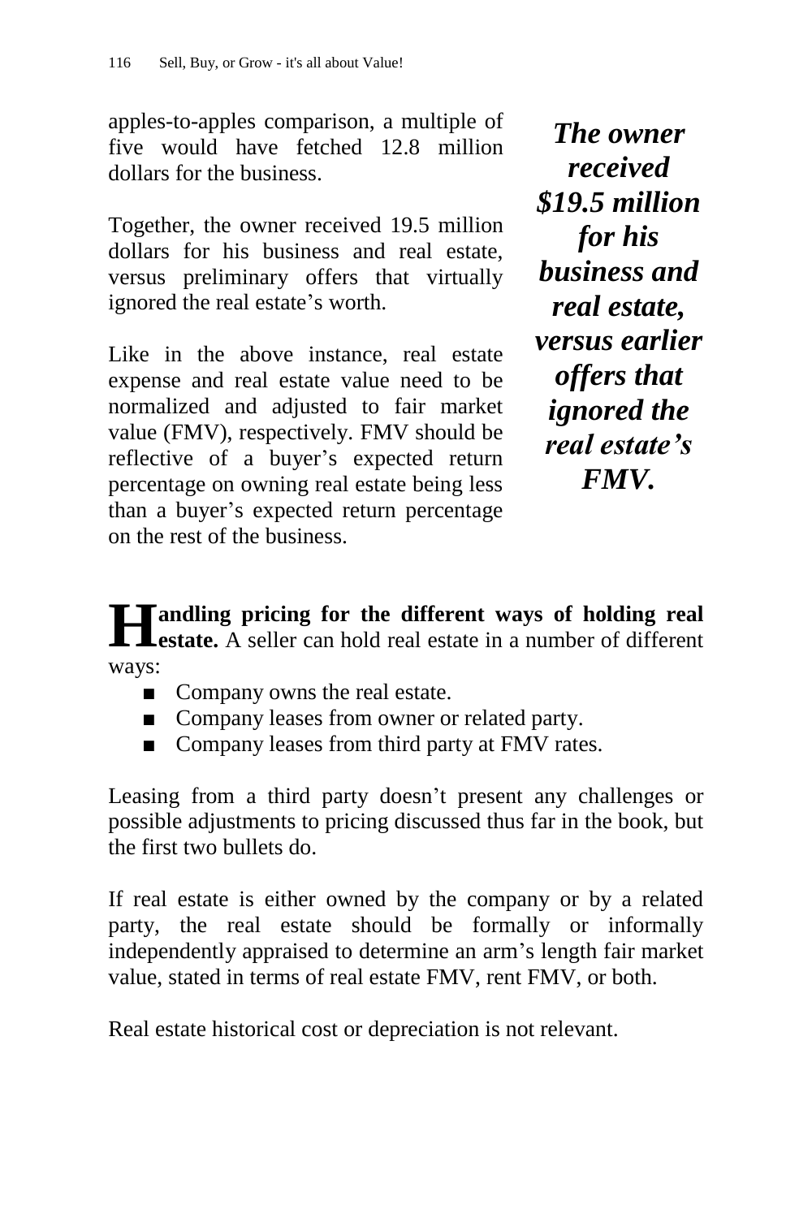apples-to-apples comparison, a multiple of five would have fetched 12.8 million dollars for the business.

Together, the owner received 19.5 million dollars for his business and real estate, versus preliminary offers that virtually ignored the real estate's worth.

Like in the above instance, real estate expense and real estate value need to be normalized and adjusted to fair market value (FMV), respectively. FMV should be reflective of a buyer's expected return percentage on owning real estate being less than a buyer's expected return percentage on the rest of the business.

***The owner received $19.5 million for his business and real estate, versus earlier offers that ignored the real estate's FMV.***

**Handling pricing for the different ways of holding real estate.** A seller can hold real estate in a number of different ways:

- Company owns the real estate.
- Company leases from owner or related party.
- Company leases from third party at FMV rates.

Leasing from a third party doesn't present any challenges or possible adjustments to pricing discussed thus far in the book, but the first two bullets do.

If real estate is either owned by the company or by a related party, the real estate should be formally or informally independently appraised to determine an arm's length fair market value, stated in terms of real estate FMV, rent FMV, or both.

Real estate historical cost or depreciation is not relevant.